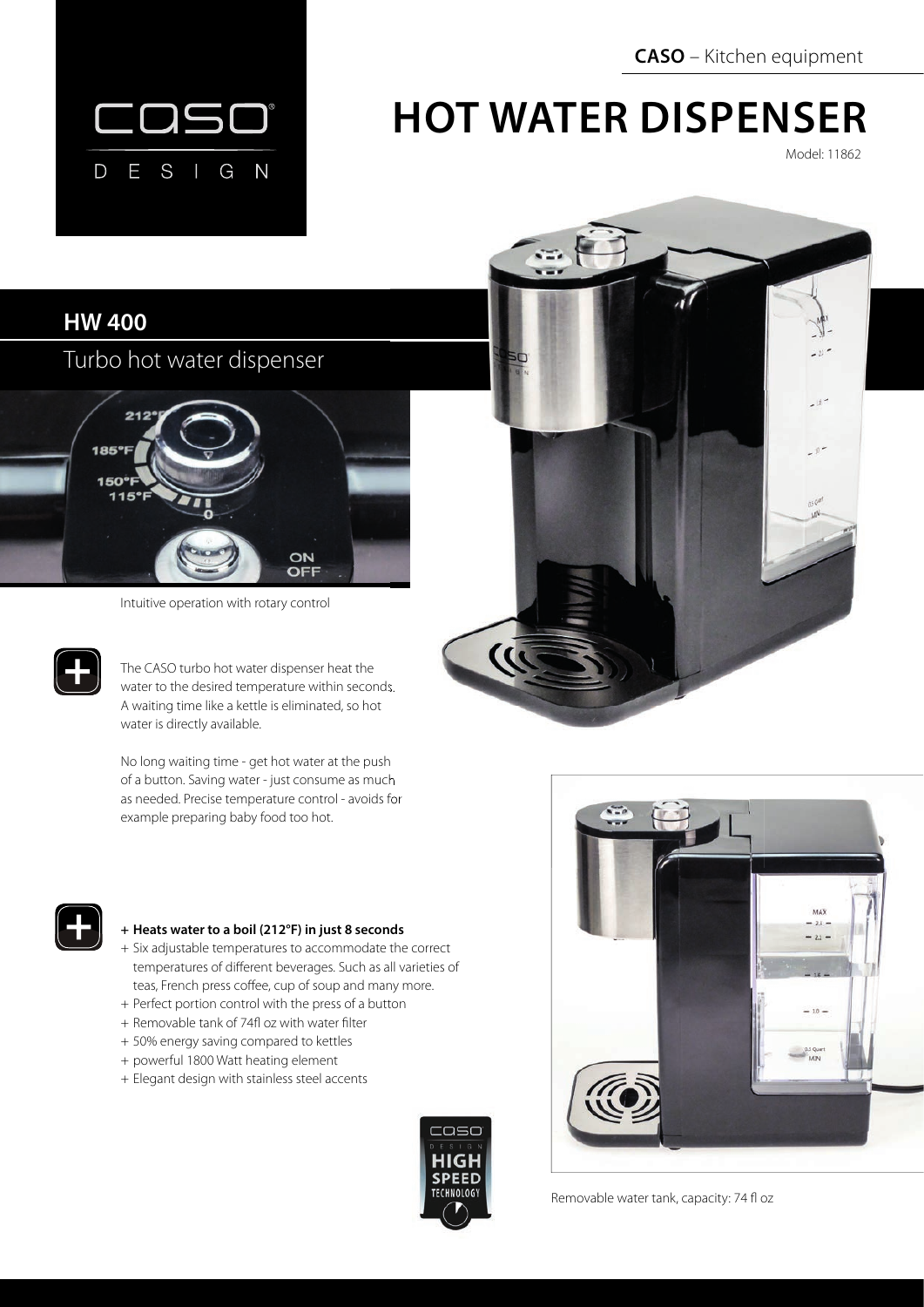**CASO** – Kitchen equipment

# HOT WATER DISPENSER

Model: 11862

## HW 400

Turbo hot water dispenser

Intuitive operation with rotary control

The CASO turbo hot water dispenser heat the water to the desired temperature within seconds. A waiting time like a kettle is eliminated, so hot water is directly available.

No long waiting time - get hot water at the push of a button. Saving water - just consume as much as needed. Precise temperature control - avoids for example preparing baby food too hot.

- **Heats water to a boil (212°F) in just 8 seconds**
- Six adjustable temperatures to accommodate the correct temperatures of different beverages. Such as all varieties of teas, French press coffee, cup of soup and many more.
- Perfect portion control with the press of a button
- Removable tank of 74fl oz with water filter
- 50% energy saving compared to kettles
- powerful 1800 Watt heating element
- Elegant design with stainless steel accents

Removable water tank, capacity: 74 fl oz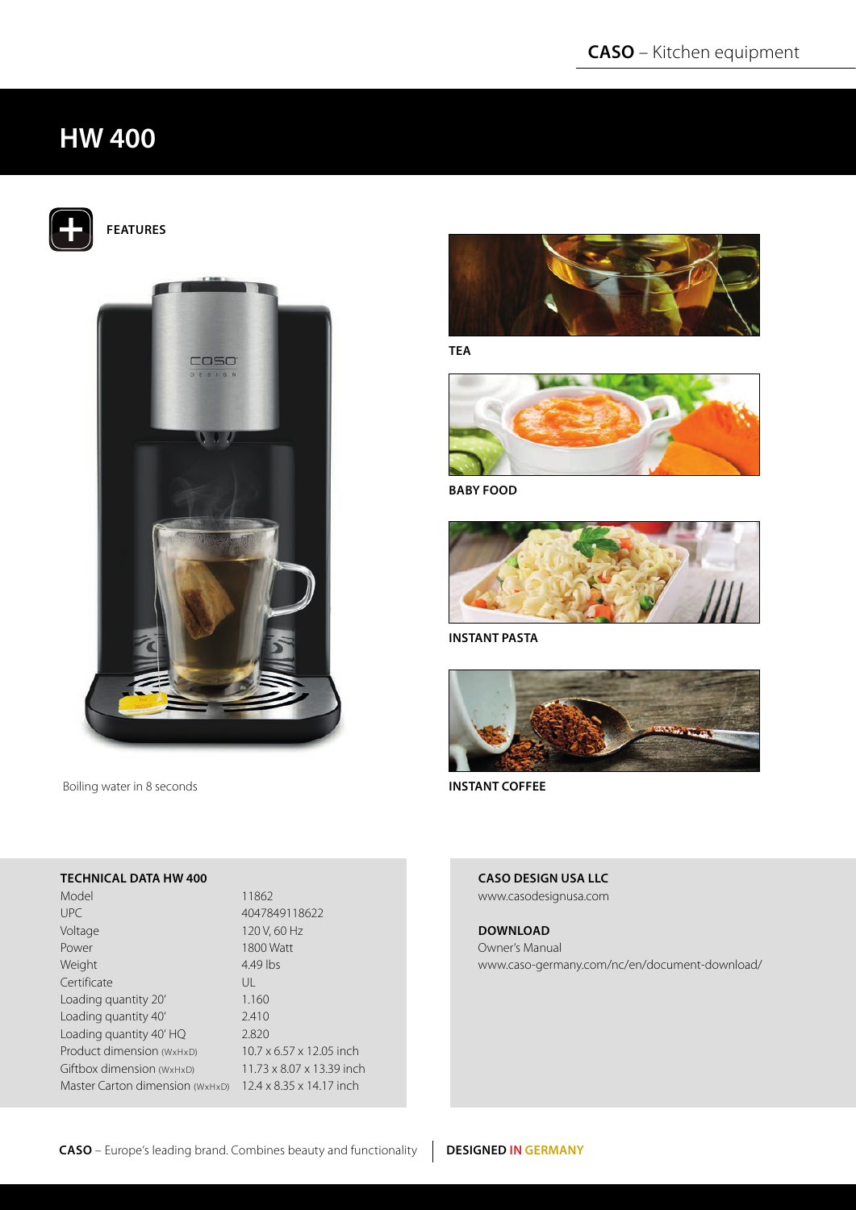# HW 400

## FEATURES

Boiling water in 8 seconds

TEA

BABY FOOD

INSTANT PASTA

INSTANT COFFEE

### TECHNICAL DATA HW 400

| | |
|---|---|
| Model | 11862 |
| UPC | 4047849118622 |
| Voltage | 120 V, 60 Hz |
| Power | 1800 Watt |
| Weight | 4.49 lbs |
| Certificate | UL |
| Loading quantity 20' | 1.160 |
| Loading quantity 40' | 2.410 |
| Loading quantity 40' HQ | 2.820 |
| Product dimension (WxHxD) | 10.7 x 6.57 x 12.05 inch |
| Giftbox dimension (WxHxD) | 11.73 x 8.07 x 13.39 inch |
| Master Carton dimension (WxHxD) | 12.4 x 8.35 x 14.17 inch |

**CASO DESIGN USA LLC**
www.casodesignusa.com

**DOWNLOAD**
Owner's Manual
www.caso-germany.com/nc/en/document-download/

**CASO** – Europe's leading brand. Combines beauty and functionality | **DESIGNED IN GERMANY**